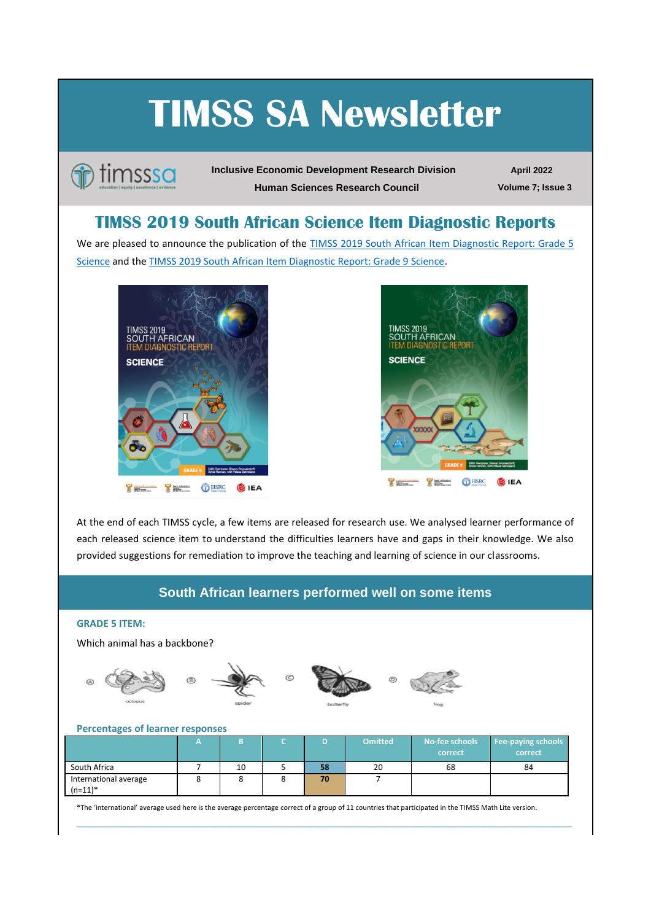# TIMSS SA Newsletter

**Inclusive Economic Development Research Division**
**Human Sciences Research Council**

**April 2022**
**Volume 7; Issue 3**

## TIMSS 2019 South African Science Item Diagnostic Reports

We are pleased to announce the publication of the TIMSS 2019 South African Item Diagnostic Report: Grade 5 Science and the TIMSS 2019 South African Item Diagnostic Report: Grade 9 Science.

At the end of each TIMSS cycle, a few items are released for research use. We analysed learner performance of each released science item to understand the difficulties learners have and gaps in their knowledge. We also provided suggestions for remediation to improve the teaching and learning of science in our classrooms.

## South African learners performed well on some items

### GRADE 5 ITEM:

Which animal has a backbone?

Ⓐ octopus Ⓑ spider Ⓒ butterfly Ⓓ frog

#### Percentages of learner responses

| | A | B | C | D | Omitted | No-fee schools correct | Fee-paying schools correct |
|---|---|---|---|---|---|---|---|
| South Africa | 7 | 10 | 5 | **58** | 20 | 68 | 84 |
| International average (n=11)* | 8 | 8 | 8 | **70** | 7 | | |

*The 'international' average used here is the average percentage correct of a group of 11 countries that participated in the TIMSS Math Lite version.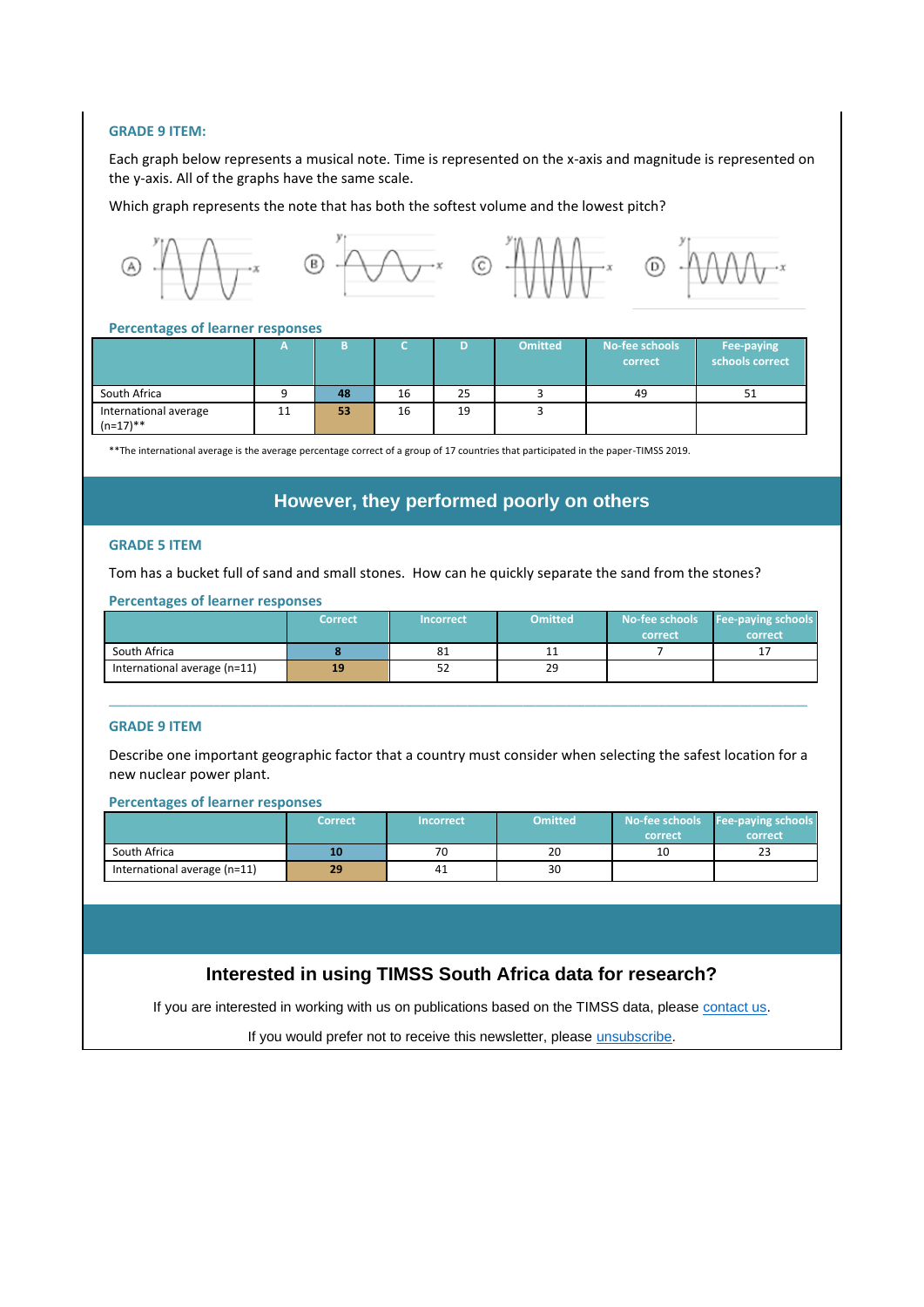**GRADE 9 ITEM:**

Each graph below represents a musical note. Time is represented on the x-axis and magnitude is represented on the y-axis. All of the graphs have the same scale.

Which graph represents the note that has both the softest volume and the lowest pitch?

(A) (B) (C) (D)

**Percentages of learner responses**

| | A | B | C | D | Omitted | No-fee schools correct | Fee-paying schools correct |
|---|---|---|---|---|---|---|---|
| South Africa | 9 | **48** | 16 | 25 | 3 | 49 | 51 |
| International average (n=17)** | 11 | **53** | 16 | 19 | 3 | | |

**The international average is the average percentage correct of a group of 17 countries that participated in the paper-TIMSS 2019.

## However, they performed poorly on others

**GRADE 5 ITEM**

Tom has a bucket full of sand and small stones. How can he quickly separate the sand from the stones?

**Percentages of learner responses**

| | Correct | Incorrect | Omitted | No-fee schools correct | Fee-paying schools correct |
|---|---|---|---|---|---|
| South Africa | **8** | 81 | 11 | 7 | 17 |
| International average (n=11) | **19** | 52 | 29 | | |

**GRADE 9 ITEM**

Describe one important geographic factor that a country must consider when selecting the safest location for a new nuclear power plant.

**Percentages of learner responses**

| | Correct | Incorrect | Omitted | No-fee schools correct | Fee-paying schools correct |
|---|---|---|---|---|---|
| South Africa | **10** | 70 | 20 | 10 | 23 |
| International average (n=11) | **29** | 41 | 30 | | |

## Interested in using TIMSS South Africa data for research?

If you are interested in working with us on publications based on the TIMSS data, please contact us.

If you would prefer not to receive this newsletter, please unsubscribe.